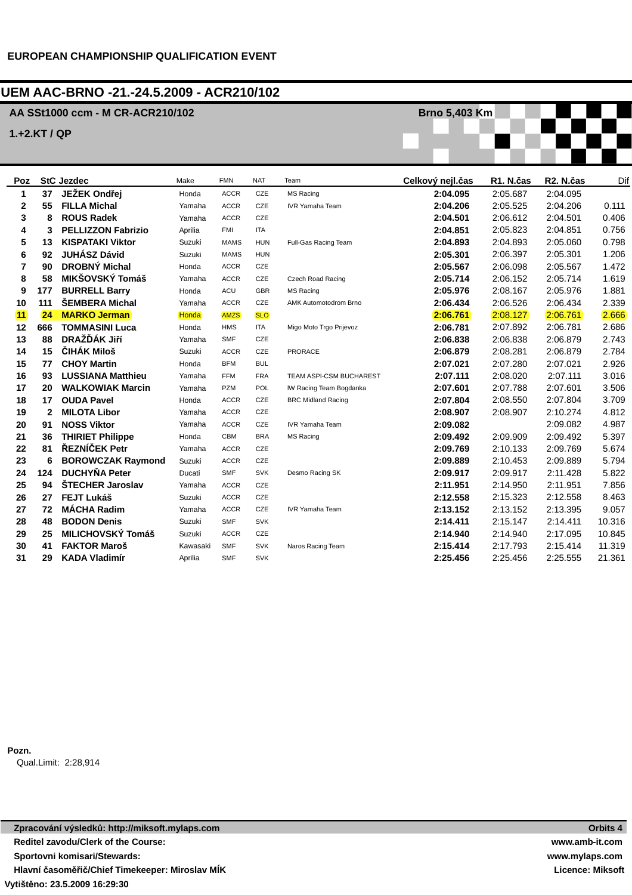EUROPEAN CHAMPIONSHIP QUALIFICATION EVENT

# UEM AAC-BRNO -21.-24.5.2009 - ACR210/102

**AA SSt1000 ccm - M CR-ACR210/102** — **Brno 5,403 Km**

**1.+2.KT / QP**

| Poz | StC | Jezdec | Make | FMN | NAT | Team | Celkový nejl.čas | R1. N.čas | R2. N.čas | Dif |
|---|---|---|---|---|---|---|---|---|---|---|
| 1 | 37 | **JEŽEK Ondřej** | Honda | ACCR | CZE | MS Racing | **2:04.095** | 2:05.687 | 2:04.095 | |
| 2 | 55 | **FILLA Michal** | Yamaha | ACCR | CZE | IVR Yamaha Team | **2:04.206** | 2:05.525 | 2:04.206 | 0.111 |
| 3 | 8 | **ROUS Radek** | Yamaha | ACCR | CZE | | **2:04.501** | 2:06.612 | 2:04.501 | 0.406 |
| 4 | 3 | **PELLIZZON Fabrizio** | Aprilia | FMI | ITA | | **2:04.851** | 2:05.823 | 2:04.851 | 0.756 |
| 5 | 13 | **KISPATAKI Viktor** | Suzuki | MAMS | HUN | Full-Gas Racing Team | **2:04.893** | 2:04.893 | 2:05.060 | 0.798 |
| 6 | 92 | **JUHÁSZ Dávid** | Suzuki | MAMS | HUN | | **2:05.301** | 2:06.397 | 2:05.301 | 1.206 |
| 7 | 90 | **DROBNÝ Michal** | Honda | ACCR | CZE | | **2:05.567** | 2:06.098 | 2:05.567 | 1.472 |
| 8 | 58 | **MIKŠOVSKÝ Tomáš** | Yamaha | ACCR | CZE | Czech Road Racing | **2:05.714** | 2:06.152 | 2:05.714 | 1.619 |
| 9 | 177 | **BURRELL Barry** | Honda | ACU | GBR | MS Racing | **2:05.976** | 2:08.167 | 2:05.976 | 1.881 |
| 10 | 111 | **ŠEMBERA Michal** | Yamaha | ACCR | CZE | AMK Automotodrom Brno | **2:06.434** | 2:06.526 | 2:06.434 | 2.339 |
| 11 | 24 | **MARKO Jerman** | Honda | AMZS | SLO | | **2:06.761** | 2:08.127 | 2:06.761 | 2.666 |
| 12 | 666 | **TOMMASINI Luca** | Honda | HMS | ITA | Migo Moto Trgo Prijevoz | **2:06.781** | 2:07.892 | 2:06.781 | 2.686 |
| 13 | 88 | **DRAŽĎÁK Jiří** | Yamaha | SMF | CZE | | **2:06.838** | 2:06.838 | 2:06.879 | 2.743 |
| 14 | 15 | **ČIHÁK Miloš** | Suzuki | ACCR | CZE | PRORACE | **2:06.879** | 2:08.281 | 2:06.879 | 2.784 |
| 15 | 77 | **CHOY Martin** | Honda | BFM | BUL | | **2:07.021** | 2:07.280 | 2:07.021 | 2.926 |
| 16 | 93 | **LUSSIANA Matthieu** | Yamaha | FFM | FRA | TEAM ASPI-CSM BUCHAREST | **2:07.111** | 2:08.020 | 2:07.111 | 3.016 |
| 17 | 20 | **WALKOWIAK Marcin** | Yamaha | PZM | POL | IW Racing Team Bogdanka | **2:07.601** | 2:07.788 | 2:07.601 | 3.506 |
| 18 | 17 | **OUDA Pavel** | Honda | ACCR | CZE | BRC Midland Racing | **2:07.804** | 2:08.550 | 2:07.804 | 3.709 |
| 19 | 2 | **MILOTA Libor** | Yamaha | ACCR | CZE | | **2:08.907** | 2:08.907 | 2:10.274 | 4.812 |
| 20 | 91 | **NOSS Viktor** | Yamaha | ACCR | CZE | IVR Yamaha Team | **2:09.082** | | 2:09.082 | 4.987 |
| 21 | 36 | **THIRIET Philippe** | Honda | CBM | BRA | MS Racing | **2:09.492** | 2:09.909 | 2:09.492 | 5.397 |
| 22 | 81 | **ŘEZNÍČEK Petr** | Yamaha | ACCR | CZE | | **2:09.769** | 2:10.133 | 2:09.769 | 5.674 |
| 23 | 6 | **BOROWCZAK Raymond** | Suzuki | ACCR | CZE | | **2:09.889** | 2:10.453 | 2:09.889 | 5.794 |
| 24 | 124 | **DUCHYŇA Peter** | Ducati | SMF | SVK | Desmo Racing SK | **2:09.917** | 2:09.917 | 2:11.428 | 5.822 |
| 25 | 94 | **ŠTECHER Jaroslav** | Yamaha | ACCR | CZE | | **2:11.951** | 2:14.950 | 2:11.951 | 7.856 |
| 26 | 27 | **FEJT Lukáš** | Suzuki | ACCR | CZE | | **2:12.558** | 2:15.323 | 2:12.558 | 8.463 |
| 27 | 72 | **MÁCHA Radim** | Yamaha | ACCR | CZE | IVR Yamaha Team | **2:13.152** | 2:13.152 | 2:13.395 | 9.057 |
| 28 | 48 | **BODON Denis** | Suzuki | SMF | SVK | | **2:14.411** | 2:15.147 | 2:14.411 | 10.316 |
| 29 | 25 | **MILICHOVSKÝ Tomáš** | Suzuki | ACCR | CZE | | **2:14.940** | 2:14.940 | 2:17.095 | 10.845 |
| 30 | 41 | **FAKTOR Maroš** | Kawasaki | SMF | SVK | Naros Racing Team | **2:15.414** | 2:17.793 | 2:15.414 | 11.319 |
| 31 | 29 | **KADA Vladimír** | Aprilia | SMF | SVK | | **2:25.456** | 2:25.456 | 2:25.555 | 21.361 |

**Pozn.**

Qual.Limit: 2:28,914

**Zpracování výsledků: http://miksoft.mylaps.com** — **Orbits 4**

**Reditel zavodu/Clerk of the Course:** — **www.amb-it.com**

**Sportovni komisari/Stewards:** — **www.mylaps.com**

**Hlavní časoměřič/Chief Timekeeper: Miroslav MÍK** — **Licence: Miksoft**

**Vytištěno: 23.5.2009 16:29:30**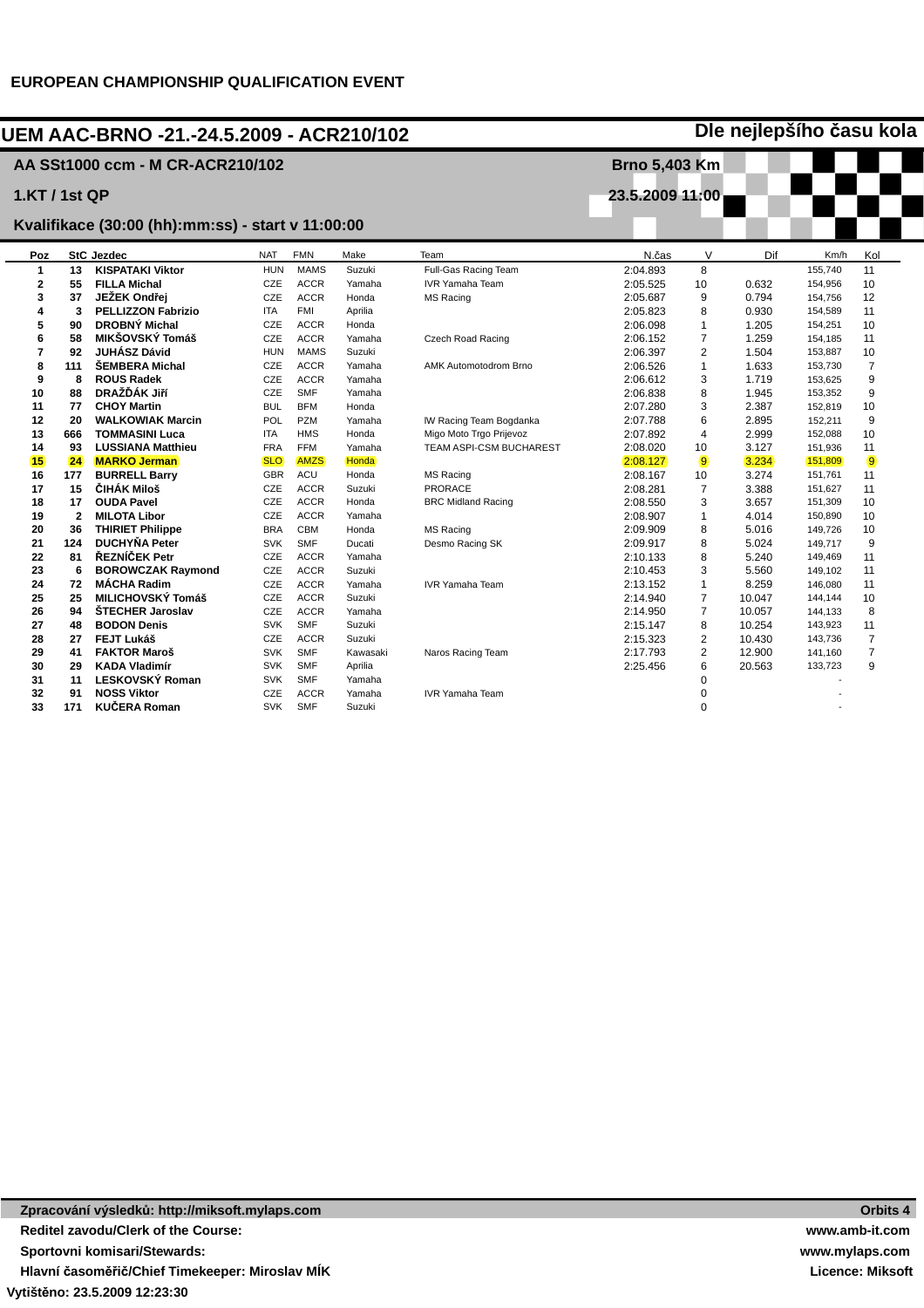EUROPEAN CHAMPIONSHIP QUALIFICATION EVENT

# UEM AAC-BRNO -21.-24.5.2009 - ACR210/102

**Dle nejlepšího času kola**

## AA SSt1000 ccm - M CR-ACR210/102

**Brno 5,403 Km**

**1.KT / 1st QP**

**23.5.2009 11:00**

**Kvalifikace (30:00 (hh):mm:ss) - start v 11:00:00**

| Poz | StC | Jezdec | NAT | FMN | Make | Team | N.čas | V | Dif | Km/h | Kol |
|---|---|---|---|---|---|---|---|---|---|---|---|
| 1 | 13 | KISPATAKI Viktor | HUN | MAMS | Suzuki | Full-Gas Racing Team | 2:04.893 | 8 | | 155,740 | 11 |
| 2 | 55 | FILLA Michal | CZE | ACCR | Yamaha | IVR Yamaha Team | 2:05.525 | 10 | 0.632 | 154,956 | 10 |
| 3 | 37 | JEŽEK Ondřej | CZE | ACCR | Honda | MS Racing | 2:05.687 | 9 | 0.794 | 154,756 | 12 |
| 4 | 3 | PELLIZZON Fabrizio | ITA | FMI | Aprilia | | 2:05.823 | 8 | 0.930 | 154,589 | 11 |
| 5 | 90 | DROBNÝ Michal | CZE | ACCR | Honda | | 2:06.098 | 1 | 1.205 | 154,251 | 10 |
| 6 | 58 | MIKŠOVSKÝ Tomáš | CZE | ACCR | Yamaha | Czech Road Racing | 2:06.152 | 7 | 1.259 | 154,185 | 11 |
| 7 | 92 | JUHÁSZ Dávid | HUN | MAMS | Suzuki | | 2:06.397 | 2 | 1.504 | 153,887 | 10 |
| 8 | 111 | ŠEMBERA Michal | CZE | ACCR | Yamaha | AMK Automotodrom Brno | 2:06.526 | 1 | 1.633 | 153,730 | 7 |
| 9 | 8 | ROUS Radek | CZE | ACCR | Yamaha | | 2:06.612 | 3 | 1.719 | 153,625 | 9 |
| 10 | 88 | DRAŽĎÁK Jiří | CZE | SMF | Yamaha | | 2:06.838 | 8 | 1.945 | 153,352 | 9 |
| 11 | 77 | CHOY Martin | BUL | BFM | Honda | | 2:07.280 | 3 | 2.387 | 152,819 | 10 |
| 12 | 20 | WALKOWIAK Marcin | POL | PZM | Yamaha | IW Racing Team Bogdanka | 2:07.788 | 6 | 2.895 | 152,211 | 9 |
| 13 | 666 | TOMMASINI Luca | ITA | HMS | Honda | Migo Moto Trgo Prijevoz | 2:07.892 | 4 | 2.999 | 152,088 | 10 |
| 14 | 93 | LUSSIANA Matthieu | FRA | FFM | Yamaha | TEAM ASPI-CSM BUCHAREST | 2:08.020 | 10 | 3.127 | 151,936 | 11 |
| 15 | 24 | MARKO Jerman | SLO | AMZS | Honda | | 2:08.127 | 9 | 3.234 | 151,809 | 9 |
| 16 | 177 | BURRELL Barry | GBR | ACU | Honda | MS Racing | 2:08.167 | 10 | 3.274 | 151,761 | 11 |
| 17 | 15 | ČIHÁK Miloš | CZE | ACCR | Suzuki | PRORACE | 2:08.281 | 7 | 3.388 | 151,627 | 11 |
| 18 | 17 | OUDA Pavel | CZE | ACCR | Honda | BRC Midland Racing | 2:08.550 | 3 | 3.657 | 151,309 | 10 |
| 19 | 2 | MILOTA Libor | CZE | ACCR | Yamaha | | 2:08.907 | 1 | 4.014 | 150,890 | 10 |
| 20 | 36 | THIRIET Philippe | BRA | CBM | Honda | MS Racing | 2:09.909 | 8 | 5.016 | 149,726 | 10 |
| 21 | 124 | DUCHYŇA Peter | SVK | SMF | Ducati | Desmo Racing SK | 2:09.917 | 8 | 5.024 | 149,717 | 9 |
| 22 | 81 | ŘEZNÍČEK Petr | CZE | ACCR | Yamaha | | 2:10.133 | 8 | 5.240 | 149,469 | 11 |
| 23 | 6 | BOROWCZAK Raymond | CZE | ACCR | Suzuki | | 2:10.453 | 3 | 5.560 | 149,102 | 11 |
| 24 | 72 | MÁCHA Radim | CZE | ACCR | Yamaha | IVR Yamaha Team | 2:13.152 | 1 | 8.259 | 146,080 | 11 |
| 25 | 25 | MILICHOVSKÝ Tomáš | CZE | ACCR | Suzuki | | 2:14.940 | 7 | 10.047 | 144,144 | 10 |
| 26 | 94 | ŠTECHER Jaroslav | CZE | ACCR | Yamaha | | 2:14.950 | 7 | 10.057 | 144,133 | 8 |
| 27 | 48 | BODON Denis | SVK | SMF | Suzuki | | 2:15.147 | 8 | 10.254 | 143,923 | 11 |
| 28 | 27 | FEJT Lukáš | CZE | ACCR | Suzuki | | 2:15.323 | 2 | 10.430 | 143,736 | 7 |
| 29 | 41 | FAKTOR Maroš | SVK | SMF | Kawasaki | Naros Racing Team | 2:17.793 | 2 | 12.900 | 141,160 | 7 |
| 30 | 29 | KADA Vladimír | SVK | SMF | Aprilia | | 2:25.456 | 6 | 20.563 | 133,723 | 9 |
| 31 | 11 | LESKOVSKÝ Roman | SVK | SMF | Yamaha | | | 0 | | - | |
| 32 | 91 | NOSS Viktor | CZE | ACCR | Yamaha | IVR Yamaha Team | | 0 | | - | |
| 33 | 171 | KUČERA Roman | SVK | SMF | Suzuki | | | 0 | | - | |

Zpracování výsledků: http://miksoft.mylaps.com — Orbits 4

Reditel zavodu/Clerk of the Course: — www.amb-it.com

Sportovni komisari/Stewards: — www.mylaps.com

Hlavní časoměřič/Chief Timekeeper: Miroslav MÍK — Licence: Miksoft

Vytištěno: 23.5.2009 12:23:30